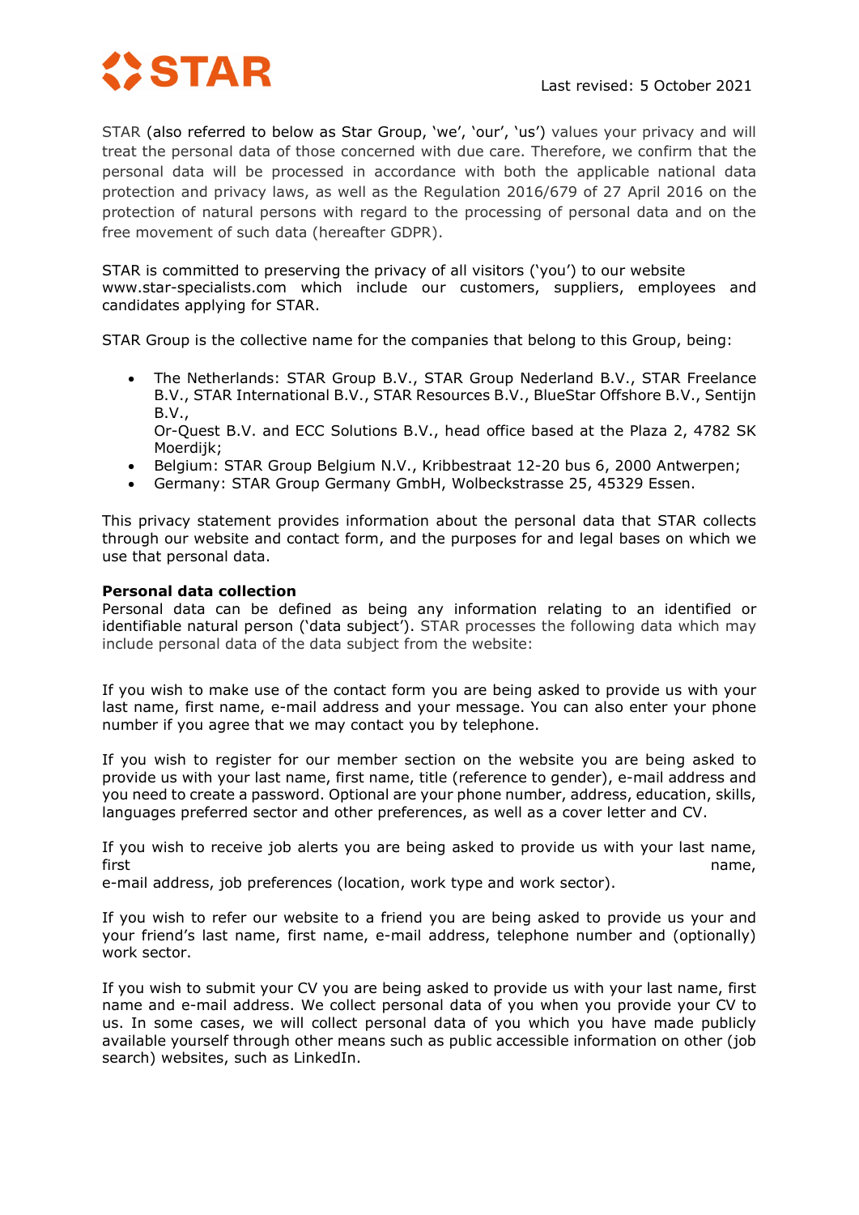STAR

Last revised: 5 October 2021

STAR (also referred to below as Star Group, 'we', 'our', 'us') values your privacy and will treat the personal data of those concerned with due care. Therefore, we confirm that the personal data will be processed in accordance with both the applicable national data protection and privacy laws, as well as the Regulation 2016/679 of 27 April 2016 on the protection of natural persons with regard to the processing of personal data and on the free movement of such data (hereafter GDPR).

STAR is committed to preserving the privacy of all visitors ('you') to our website www.star-specialists.com which include our customers, suppliers, employees and candidates applying for STAR.

STAR Group is the collective name for the companies that belong to this Group, being:

- The Netherlands: STAR Group B.V., STAR Group Nederland B.V., STAR Freelance B.V., STAR International B.V., STAR Resources B.V., BlueStar Offshore B.V., Sentijn B.V.,
  Or-Quest B.V. and ECC Solutions B.V., head office based at the Plaza 2, 4782 SK Moerdijk;
- Belgium: STAR Group Belgium N.V., Kribbestraat 12-20 bus 6, 2000 Antwerpen;
- Germany: STAR Group Germany GmbH, Wolbeckstrasse 25, 45329 Essen.

This privacy statement provides information about the personal data that STAR collects through our website and contact form, and the purposes for and legal bases on which we use that personal data.

**Personal data collection**

Personal data can be defined as being any information relating to an identified or identifiable natural person ('data subject'). STAR processes the following data which may include personal data of the data subject from the website:

If you wish to make use of the contact form you are being asked to provide us with your last name, first name, e-mail address and your message. You can also enter your phone number if you agree that we may contact you by telephone.

If you wish to register for our member section on the website you are being asked to provide us with your last name, first name, title (reference to gender), e-mail address and you need to create a password. Optional are your phone number, address, education, skills, languages preferred sector and other preferences, as well as a cover letter and CV.

If you wish to receive job alerts you are being asked to provide us with your last name, first name, e-mail address, job preferences (location, work type and work sector).

If you wish to refer our website to a friend you are being asked to provide us your and your friend's last name, first name, e-mail address, telephone number and (optionally) work sector.

If you wish to submit your CV you are being asked to provide us with your last name, first name and e-mail address. We collect personal data of you when you provide your CV to us. In some cases, we will collect personal data of you which you have made publicly available yourself through other means such as public accessible information on other (job search) websites, such as LinkedIn.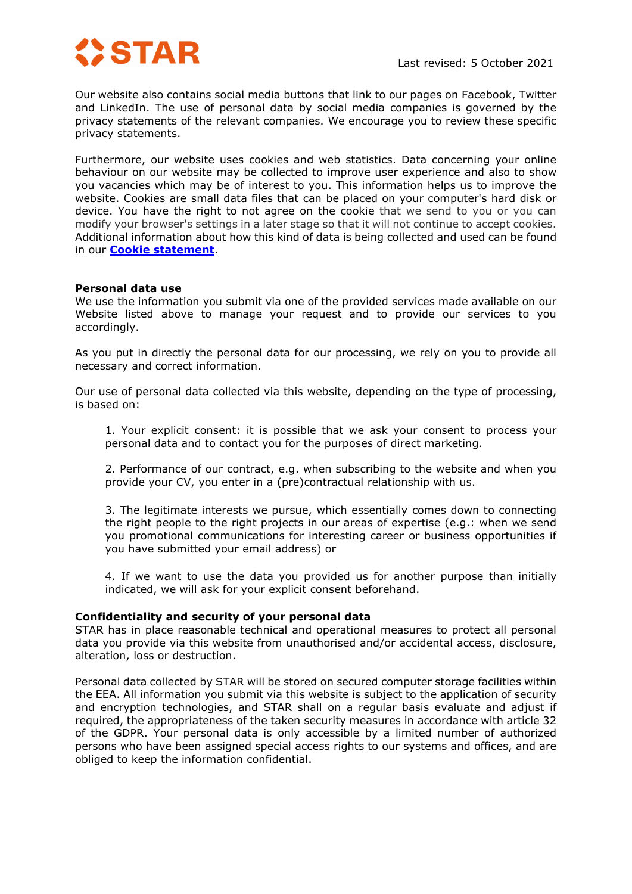Our website also contains social media buttons that link to our pages on Facebook, Twitter and LinkedIn. The use of personal data by social media companies is governed by the privacy statements of the relevant companies. We encourage you to review these specific privacy statements.

Furthermore, our website uses cookies and web statistics. Data concerning your online behaviour on our website may be collected to improve user experience and also to show you vacancies which may be of interest to you. This information helps us to improve the website. Cookies are small data files that can be placed on your computer's hard disk or device. You have the right to not agree on the cookie that we send to you or you can modify your browser's settings in a later stage so that it will not continue to accept cookies. Additional information about how this kind of data is being collected and used can be found in our **Cookie statement**.

**Personal data use**

We use the information you submit via one of the provided services made available on our Website listed above to manage your request and to provide our services to you accordingly.

As you put in directly the personal data for our processing, we rely on you to provide all necessary and correct information.

Our use of personal data collected via this website, depending on the type of processing, is based on:

1. Your explicit consent: it is possible that we ask your consent to process your personal data and to contact you for the purposes of direct marketing.

2. Performance of our contract, e.g. when subscribing to the website and when you provide your CV, you enter in a (pre)contractual relationship with us.

3. The legitimate interests we pursue, which essentially comes down to connecting the right people to the right projects in our areas of expertise (e.g.: when we send you promotional communications for interesting career or business opportunities if you have submitted your email address) or

4. If we want to use the data you provided us for another purpose than initially indicated, we will ask for your explicit consent beforehand.

**Confidentiality and security of your personal data**

STAR has in place reasonable technical and operational measures to protect all personal data you provide via this website from unauthorised and/or accidental access, disclosure, alteration, loss or destruction.

Personal data collected by STAR will be stored on secured computer storage facilities within the EEA. All information you submit via this website is subject to the application of security and encryption technologies, and STAR shall on a regular basis evaluate and adjust if required, the appropriateness of the taken security measures in accordance with article 32 of the GDPR. Your personal data is only accessible by a limited number of authorized persons who have been assigned special access rights to our systems and offices, and are obliged to keep the information confidential.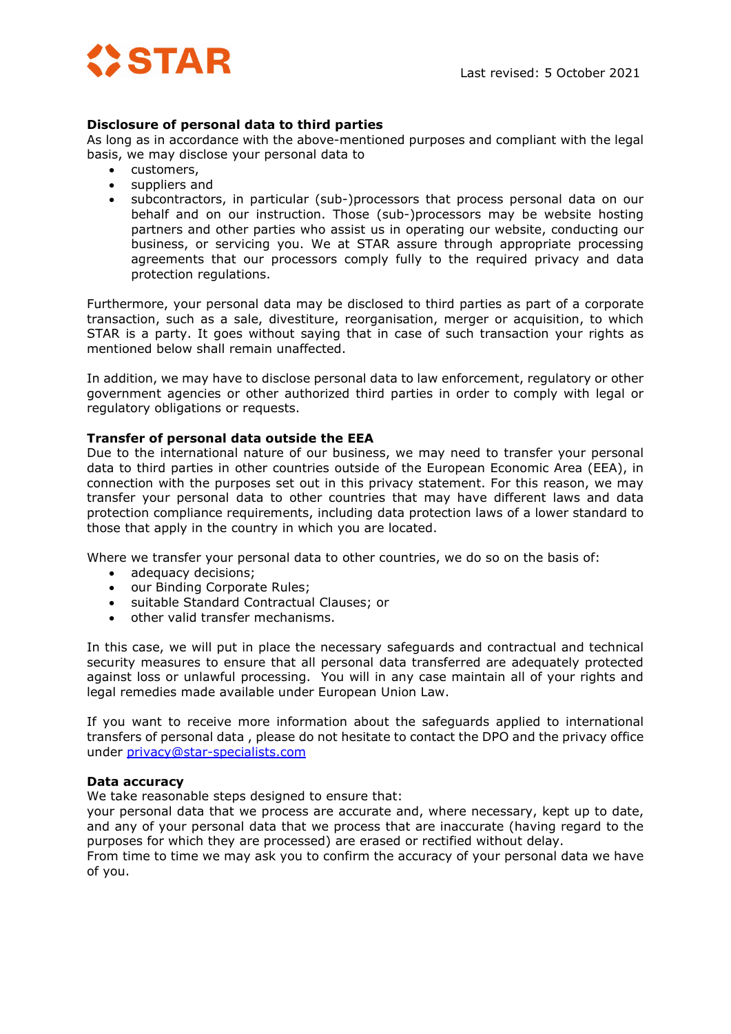**Disclosure of personal data to third parties**

As long as in accordance with the above-mentioned purposes and compliant with the legal basis, we may disclose your personal data to

- customers,
- suppliers and
- subcontractors, in particular (sub-)processors that process personal data on our behalf and on our instruction. Those (sub-)processors may be website hosting partners and other parties who assist us in operating our website, conducting our business, or servicing you. We at STAR assure through appropriate processing agreements that our processors comply fully to the required privacy and data protection regulations.

Furthermore, your personal data may be disclosed to third parties as part of a corporate transaction, such as a sale, divestiture, reorganisation, merger or acquisition, to which STAR is a party. It goes without saying that in case of such transaction your rights as mentioned below shall remain unaffected.

In addition, we may have to disclose personal data to law enforcement, regulatory or other government agencies or other authorized third parties in order to comply with legal or regulatory obligations or requests.

**Transfer of personal data outside the EEA**

Due to the international nature of our business, we may need to transfer your personal data to third parties in other countries outside of the European Economic Area (EEA), in connection with the purposes set out in this privacy statement. For this reason, we may transfer your personal data to other countries that may have different laws and data protection compliance requirements, including data protection laws of a lower standard to those that apply in the country in which you are located.

Where we transfer your personal data to other countries, we do so on the basis of:

- adequacy decisions;
- our Binding Corporate Rules;
- suitable Standard Contractual Clauses; or
- other valid transfer mechanisms.

In this case, we will put in place the necessary safeguards and contractual and technical security measures to ensure that all personal data transferred are adequately protected against loss or unlawful processing. You will in any case maintain all of your rights and legal remedies made available under European Union Law.

If you want to receive more information about the safeguards applied to international transfers of personal data , please do not hesitate to contact the DPO and the privacy office under [privacy@star-specialists.com](mailto:privacy@star-specialists.com)

**Data accuracy**

We take reasonable steps designed to ensure that:

your personal data that we process are accurate and, where necessary, kept up to date, and any of your personal data that we process that are inaccurate (having regard to the purposes for which they are processed) are erased or rectified without delay.

From time to time we may ask you to confirm the accuracy of your personal data we have of you.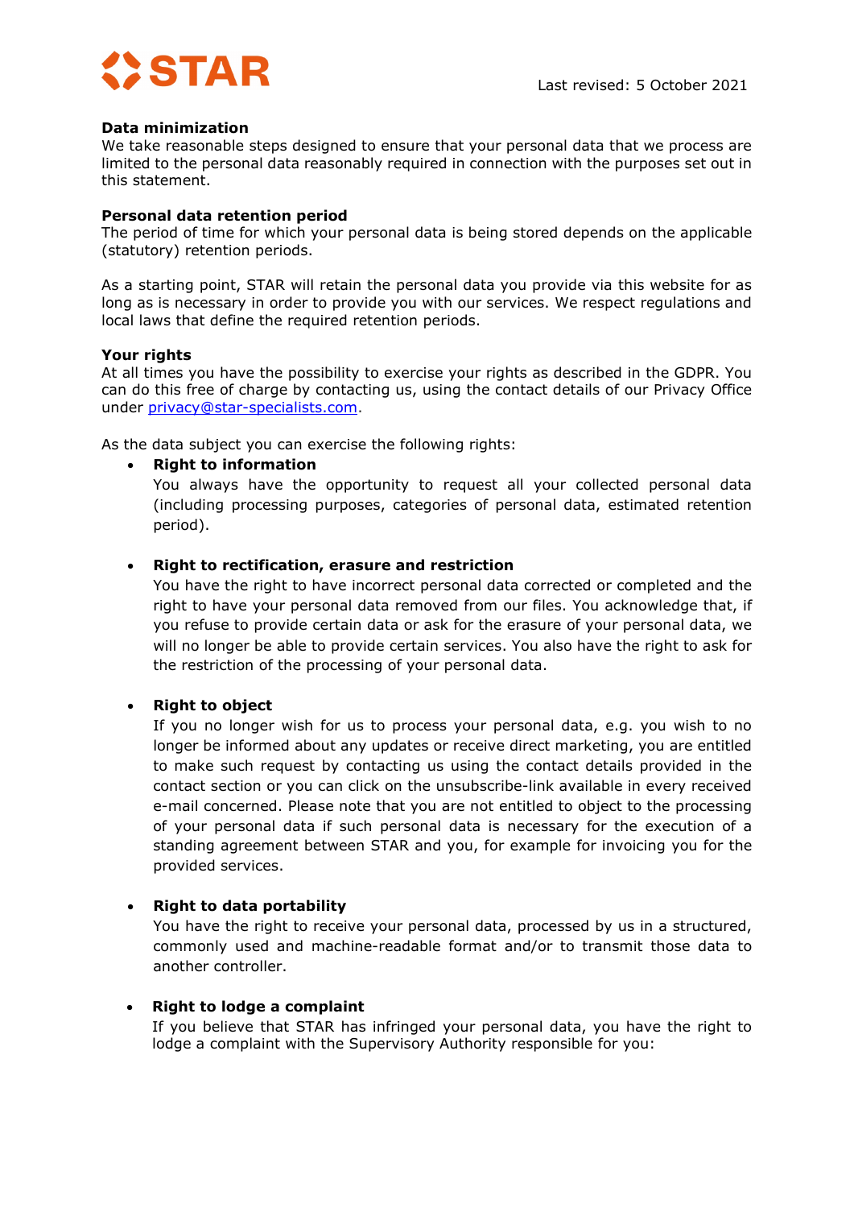**Data minimization**
We take reasonable steps designed to ensure that your personal data that we process are limited to the personal data reasonably required in connection with the purposes set out in this statement.

**Personal data retention period**
The period of time for which your personal data is being stored depends on the applicable (statutory) retention periods.

As a starting point, STAR will retain the personal data you provide via this website for as long as is necessary in order to provide you with our services. We respect regulations and local laws that define the required retention periods.

**Your rights**
At all times you have the possibility to exercise your rights as described in the GDPR. You can do this free of charge by contacting us, using the contact details of our Privacy Office under privacy@star-specialists.com.

As the data subject you can exercise the following rights:

- **Right to information**
  You always have the opportunity to request all your collected personal data (including processing purposes, categories of personal data, estimated retention period).

- **Right to rectification, erasure and restriction**
  You have the right to have incorrect personal data corrected or completed and the right to have your personal data removed from our files. You acknowledge that, if you refuse to provide certain data or ask for the erasure of your personal data, we will no longer be able to provide certain services. You also have the right to ask for the restriction of the processing of your personal data.

- **Right to object**
  If you no longer wish for us to process your personal data, e.g. you wish to no longer be informed about any updates or receive direct marketing, you are entitled to make such request by contacting us using the contact details provided in the contact section or you can click on the unsubscribe-link available in every received e-mail concerned. Please note that you are not entitled to object to the processing of your personal data if such personal data is necessary for the execution of a standing agreement between STAR and you, for example for invoicing you for the provided services.

- **Right to data portability**
  You have the right to receive your personal data, processed by us in a structured, commonly used and machine-readable format and/or to transmit those data to another controller.

- **Right to lodge a complaint**
  If you believe that STAR has infringed your personal data, you have the right to lodge a complaint with the Supervisory Authority responsible for you: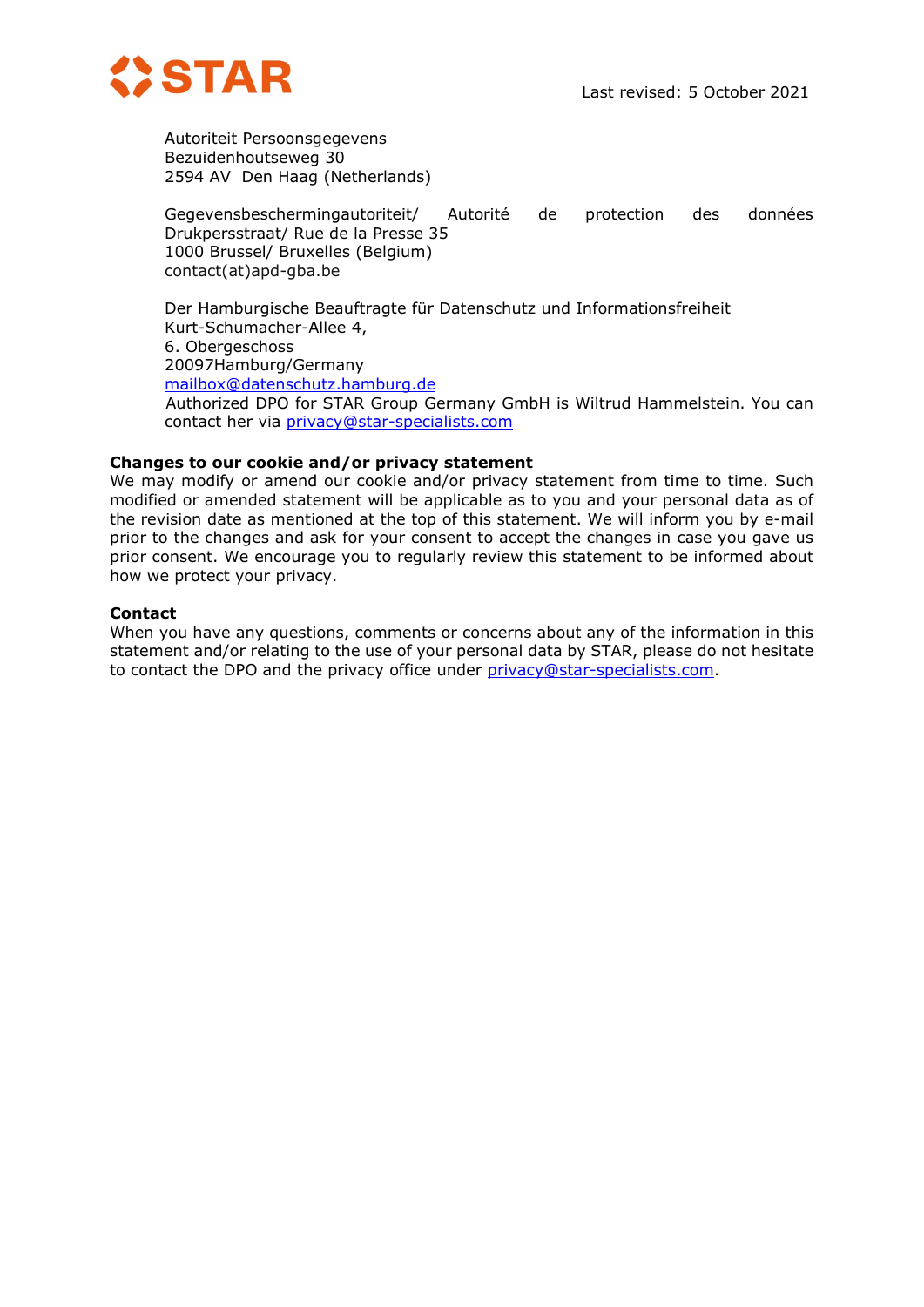Autoriteit Persoonsgegevens
Bezuidenhoutseweg 30
2594 AV  Den Haag (Netherlands)

Gegevensbeschermingautoriteit/ Autorité de protection des données
Drukpersstraat/ Rue de la Presse 35
1000 Brussel/ Bruxelles (Belgium)
contact(at)apd-gba.be

Der Hamburgische Beauftragte für Datenschutz und Informationsfreiheit
Kurt-Schumacher-Allee 4,
6. Obergeschoss
20097Hamburg/Germany
mailbox@datenschutz.hamburg.de
Authorized DPO for STAR Group Germany GmbH is Wiltrud Hammelstein. You can contact her via privacy@star-specialists.com

**Changes to our cookie and/or privacy statement**
We may modify or amend our cookie and/or privacy statement from time to time. Such modified or amended statement will be applicable as to you and your personal data as of the revision date as mentioned at the top of this statement. We will inform you by e-mail prior to the changes and ask for your consent to accept the changes in case you gave us prior consent. We encourage you to regularly review this statement to be informed about how we protect your privacy.

**Contact**
When you have any questions, comments or concerns about any of the information in this statement and/or relating to the use of your personal data by STAR, please do not hesitate to contact the DPO and the privacy office under privacy@star-specialists.com.